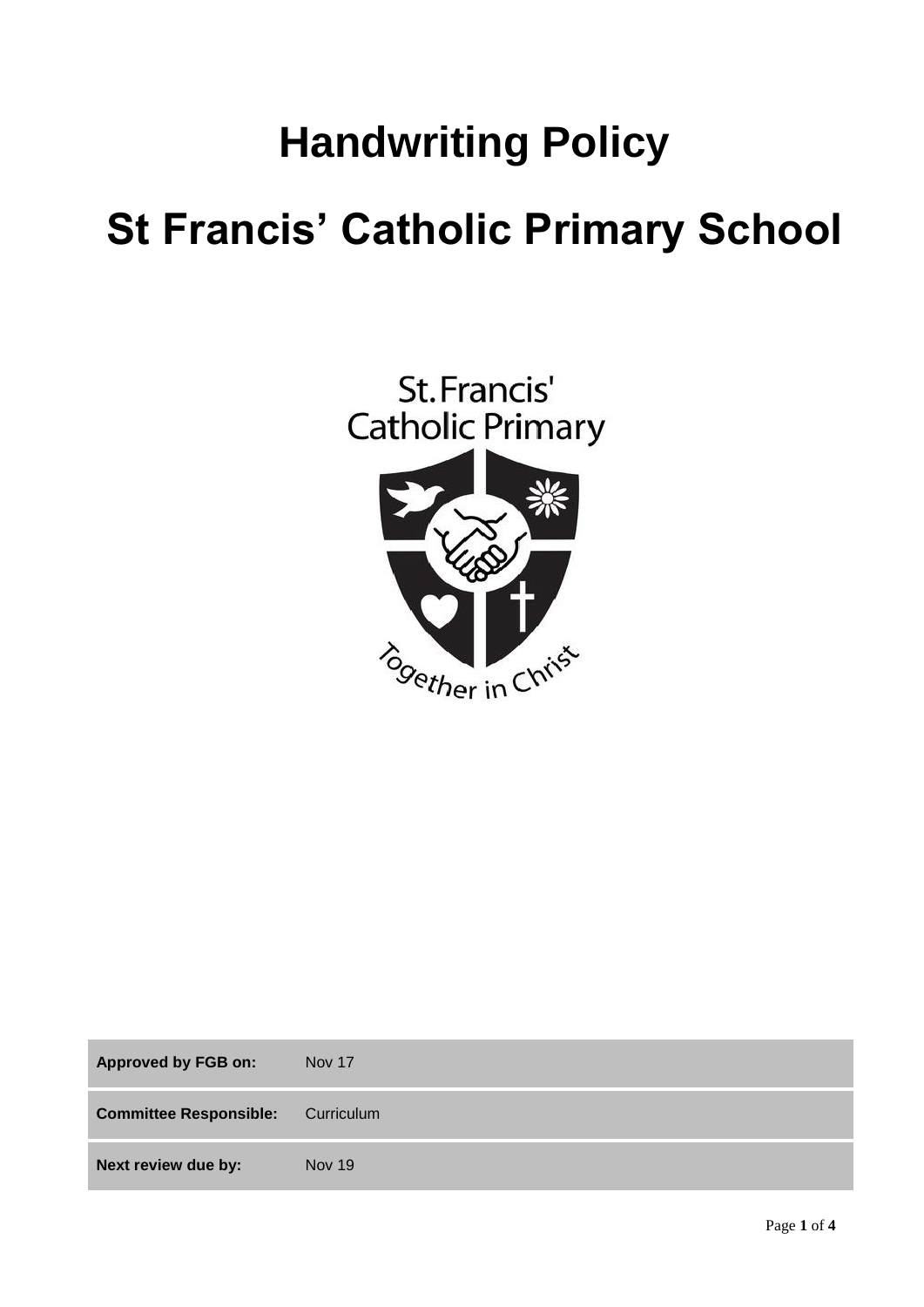# Handwriting Policy

# St Francis' Catholic Primary School

| | |
|---|---|
| **Approved by FGB on:** | Nov 17 |
| **Committee Responsible:** | Curriculum |
| **Next review due by:** | Nov 19 |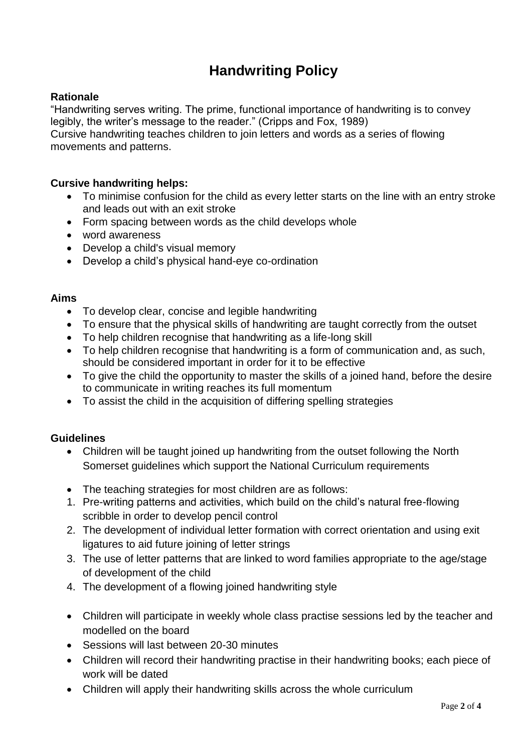# Handwriting Policy

**Rationale**

"Handwriting serves writing. The prime, functional importance of handwriting is to convey legibly, the writer's message to the reader." (Cripps and Fox, 1989)
Cursive handwriting teaches children to join letters and words as a series of flowing movements and patterns.

**Cursive handwriting helps:**

- To minimise confusion for the child as every letter starts on the line with an entry stroke and leads out with an exit stroke
- Form spacing between words as the child develops whole
- word awareness
- Develop a child's visual memory
- Develop a child's physical hand-eye co-ordination

**Aims**

- To develop clear, concise and legible handwriting
- To ensure that the physical skills of handwriting are taught correctly from the outset
- To help children recognise that handwriting as a life-long skill
- To help children recognise that handwriting is a form of communication and, as such, should be considered important in order for it to be effective
- To give the child the opportunity to master the skills of a joined hand, before the desire to communicate in writing reaches its full momentum
- To assist the child in the acquisition of differing spelling strategies

**Guidelines**

- Children will be taught joined up handwriting from the outset following the North Somerset guidelines which support the National Curriculum requirements
- The teaching strategies for most children are as follows:

1. Pre-writing patterns and activities, which build on the child's natural free-flowing scribble in order to develop pencil control
2. The development of individual letter formation with correct orientation and using exit ligatures to aid future joining of letter strings
3. The use of letter patterns that are linked to word families appropriate to the age/stage of development of the child
4. The development of a flowing joined handwriting style

- Children will participate in weekly whole class practise sessions led by the teacher and modelled on the board
- Sessions will last between 20-30 minutes
- Children will record their handwriting practise in their handwriting books; each piece of work will be dated
- Children will apply their handwriting skills across the whole curriculum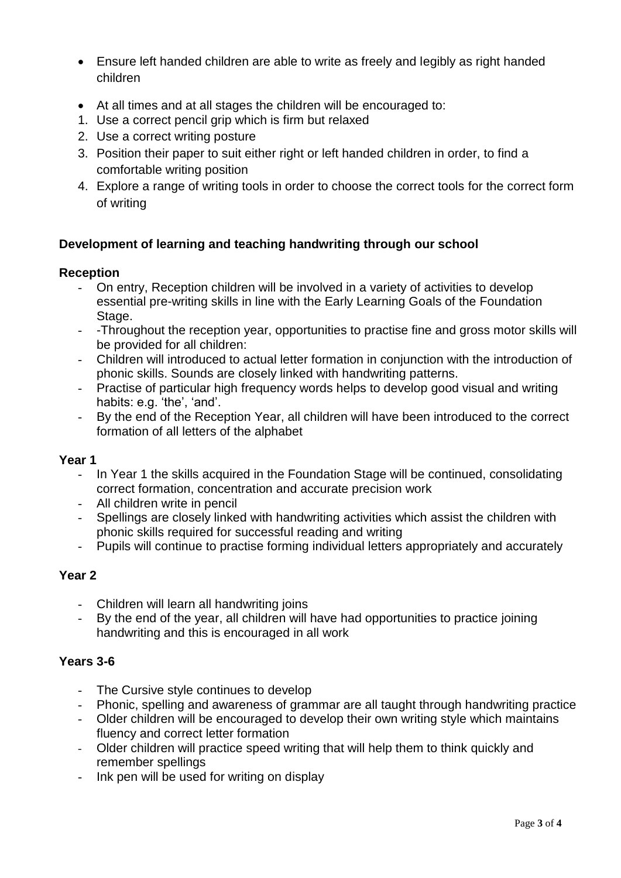- Ensure left handed children are able to write as freely and legibly as right handed children

- At all times and at all stages the children will be encouraged to:

1. Use a correct pencil grip which is firm but relaxed
2. Use a correct writing posture
3. Position their paper to suit either right or left handed children in order, to find a comfortable writing position
4. Explore a range of writing tools in order to choose the correct tools for the correct form of writing

## Development of learning and teaching handwriting through our school

### Reception

- On entry, Reception children will be involved in a variety of activities to develop essential pre-writing skills in line with the Early Learning Goals of the Foundation Stage.
- -Throughout the reception year, opportunities to practise fine and gross motor skills will be provided for all children:
- Children will introduced to actual letter formation in conjunction with the introduction of phonic skills. Sounds are closely linked with handwriting patterns.
- Practise of particular high frequency words helps to develop good visual and writing habits: e.g. 'the', 'and'.
- By the end of the Reception Year, all children will have been introduced to the correct formation of all letters of the alphabet

### Year 1

- In Year 1 the skills acquired in the Foundation Stage will be continued, consolidating correct formation, concentration and accurate precision work
- All children write in pencil
- Spellings are closely linked with handwriting activities which assist the children with phonic skills required for successful reading and writing
- Pupils will continue to practise forming individual letters appropriately and accurately

### Year 2

- Children will learn all handwriting joins
- By the end of the year, all children will have had opportunities to practice joining handwriting and this is encouraged in all work

### Years 3-6

- The Cursive style continues to develop
- Phonic, spelling and awareness of grammar are all taught through handwriting practice
- Older children will be encouraged to develop their own writing style which maintains fluency and correct letter formation
- Older children will practice speed writing that will help them to think quickly and remember spellings
- Ink pen will be used for writing on display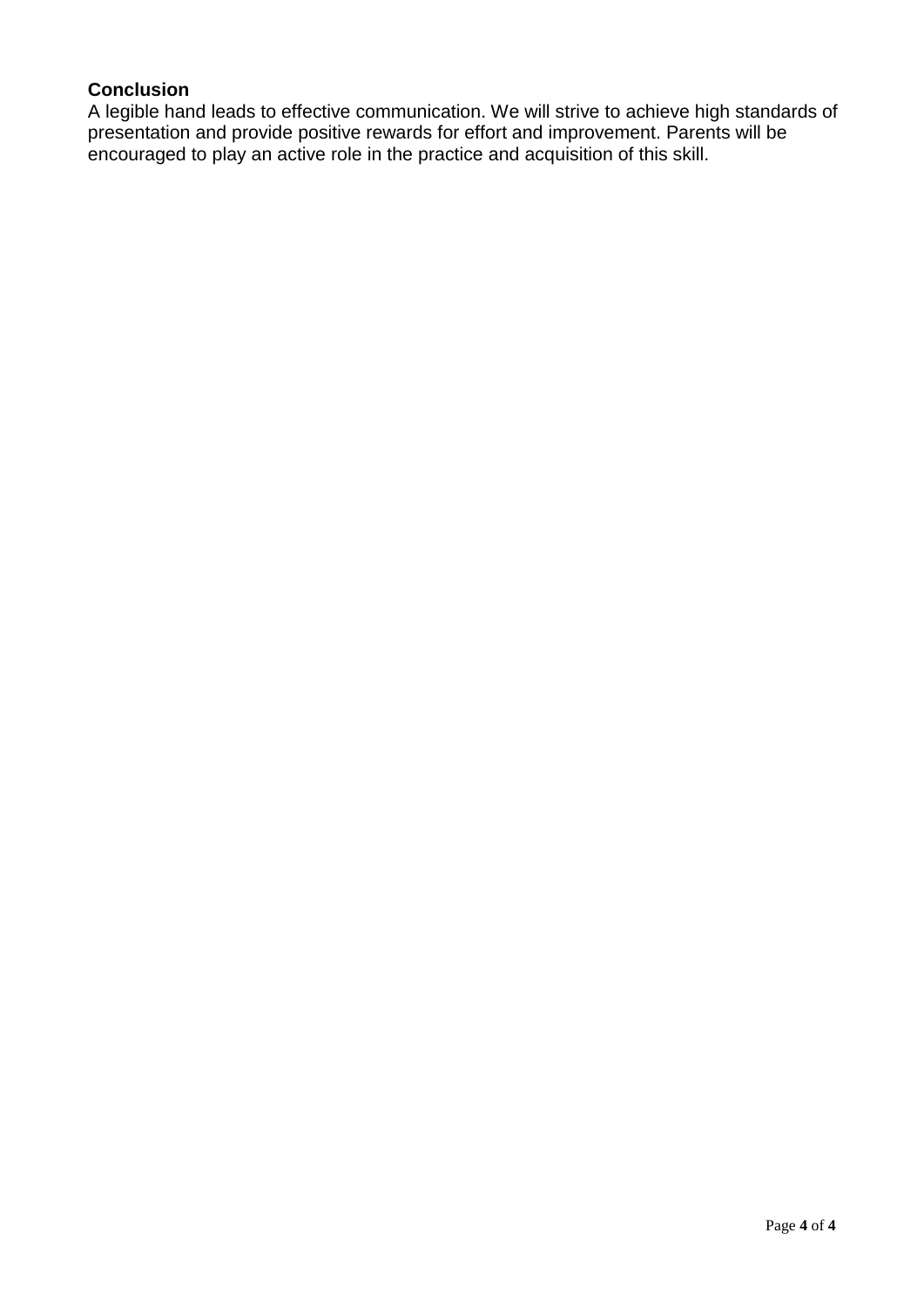## Conclusion

A legible hand leads to effective communication. We will strive to achieve high standards of presentation and provide positive rewards for effort and improvement. Parents will be encouraged to play an active role in the practice and acquisition of this skill.